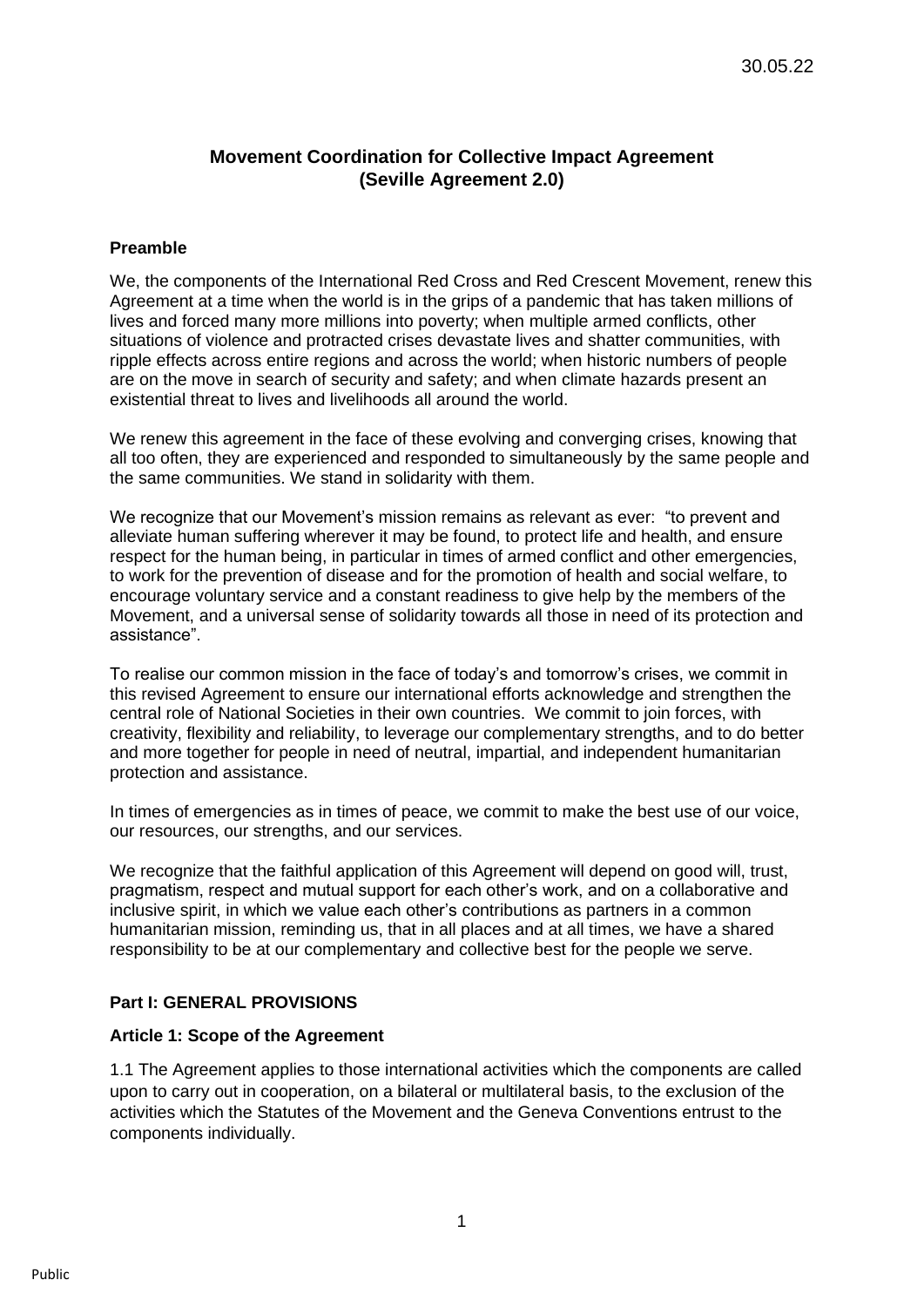30.05.22

# Movement Coordination for Collective Impact Agreement (Seville Agreement 2.0)

## Preamble

We, the components of the International Red Cross and Red Crescent Movement, renew this Agreement at a time when the world is in the grips of a pandemic that has taken millions of lives and forced many more millions into poverty; when multiple armed conflicts, other situations of violence and protracted crises devastate lives and shatter communities, with ripple effects across entire regions and across the world; when historic numbers of people are on the move in search of security and safety; and when climate hazards present an existential threat to lives and livelihoods all around the world.

We renew this agreement in the face of these evolving and converging crises, knowing that all too often, they are experienced and responded to simultaneously by the same people and the same communities. We stand in solidarity with them.

We recognize that our Movement's mission remains as relevant as ever: "to prevent and alleviate human suffering wherever it may be found, to protect life and health, and ensure respect for the human being, in particular in times of armed conflict and other emergencies, to work for the prevention of disease and for the promotion of health and social welfare, to encourage voluntary service and a constant readiness to give help by the members of the Movement, and a universal sense of solidarity towards all those in need of its protection and assistance".

To realise our common mission in the face of today's and tomorrow's crises, we commit in this revised Agreement to ensure our international efforts acknowledge and strengthen the central role of National Societies in their own countries. We commit to join forces, with creativity, flexibility and reliability, to leverage our complementary strengths, and to do better and more together for people in need of neutral, impartial, and independent humanitarian protection and assistance.

In times of emergencies as in times of peace, we commit to make the best use of our voice, our resources, our strengths, and our services.

We recognize that the faithful application of this Agreement will depend on good will, trust, pragmatism, respect and mutual support for each other's work, and on a collaborative and inclusive spirit, in which we value each other's contributions as partners in a common humanitarian mission, reminding us, that in all places and at all times, we have a shared responsibility to be at our complementary and collective best for the people we serve.

## Part I: GENERAL PROVISIONS

### Article 1: Scope of the Agreement

1.1 The Agreement applies to those international activities which the components are called upon to carry out in cooperation, on a bilateral or multilateral basis, to the exclusion of the activities which the Statutes of the Movement and the Geneva Conventions entrust to the components individually.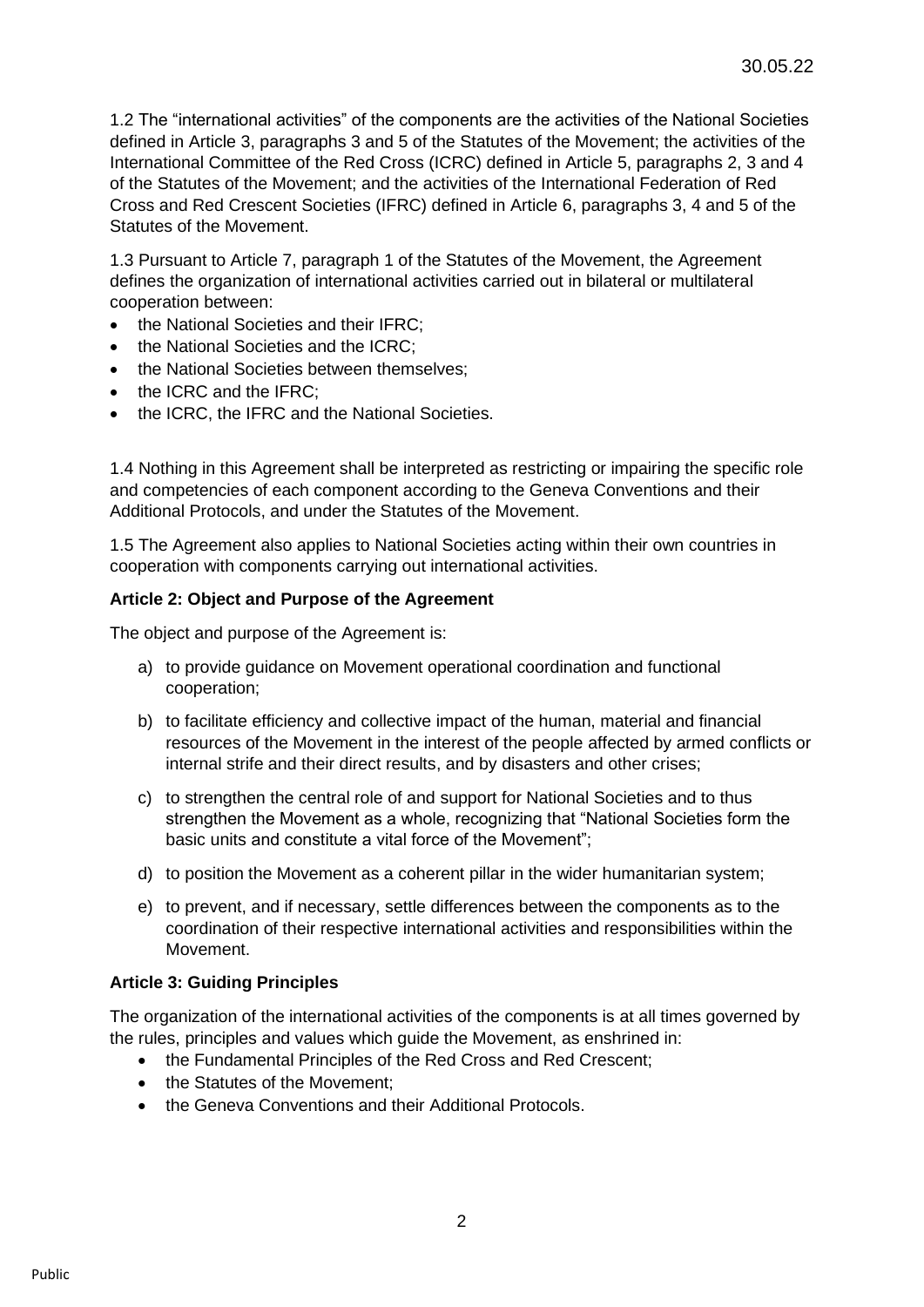1.2 The "international activities" of the components are the activities of the National Societies defined in Article 3, paragraphs 3 and 5 of the Statutes of the Movement; the activities of the International Committee of the Red Cross (ICRC) defined in Article 5, paragraphs 2, 3 and 4 of the Statutes of the Movement; and the activities of the International Federation of Red Cross and Red Crescent Societies (IFRC) defined in Article 6, paragraphs 3, 4 and 5 of the Statutes of the Movement.

1.3 Pursuant to Article 7, paragraph 1 of the Statutes of the Movement, the Agreement defines the organization of international activities carried out in bilateral or multilateral cooperation between:

- the National Societies and their IFRC;
- the National Societies and the ICRC;
- the National Societies between themselves;
- the ICRC and the IFRC;
- the ICRC, the IFRC and the National Societies.

1.4 Nothing in this Agreement shall be interpreted as restricting or impairing the specific role and competencies of each component according to the Geneva Conventions and their Additional Protocols, and under the Statutes of the Movement.

1.5 The Agreement also applies to National Societies acting within their own countries in cooperation with components carrying out international activities.

**Article 2: Object and Purpose of the Agreement**

The object and purpose of the Agreement is:

a) to provide guidance on Movement operational coordination and functional cooperation;

b) to facilitate efficiency and collective impact of the human, material and financial resources of the Movement in the interest of the people affected by armed conflicts or internal strife and their direct results, and by disasters and other crises;

c) to strengthen the central role of and support for National Societies and to thus strengthen the Movement as a whole, recognizing that "National Societies form the basic units and constitute a vital force of the Movement";

d) to position the Movement as a coherent pillar in the wider humanitarian system;

e) to prevent, and if necessary, settle differences between the components as to the coordination of their respective international activities and responsibilities within the Movement.

**Article 3: Guiding Principles**

The organization of the international activities of the components is at all times governed by the rules, principles and values which guide the Movement, as enshrined in:

- the Fundamental Principles of the Red Cross and Red Crescent;
- the Statutes of the Movement;
- the Geneva Conventions and their Additional Protocols.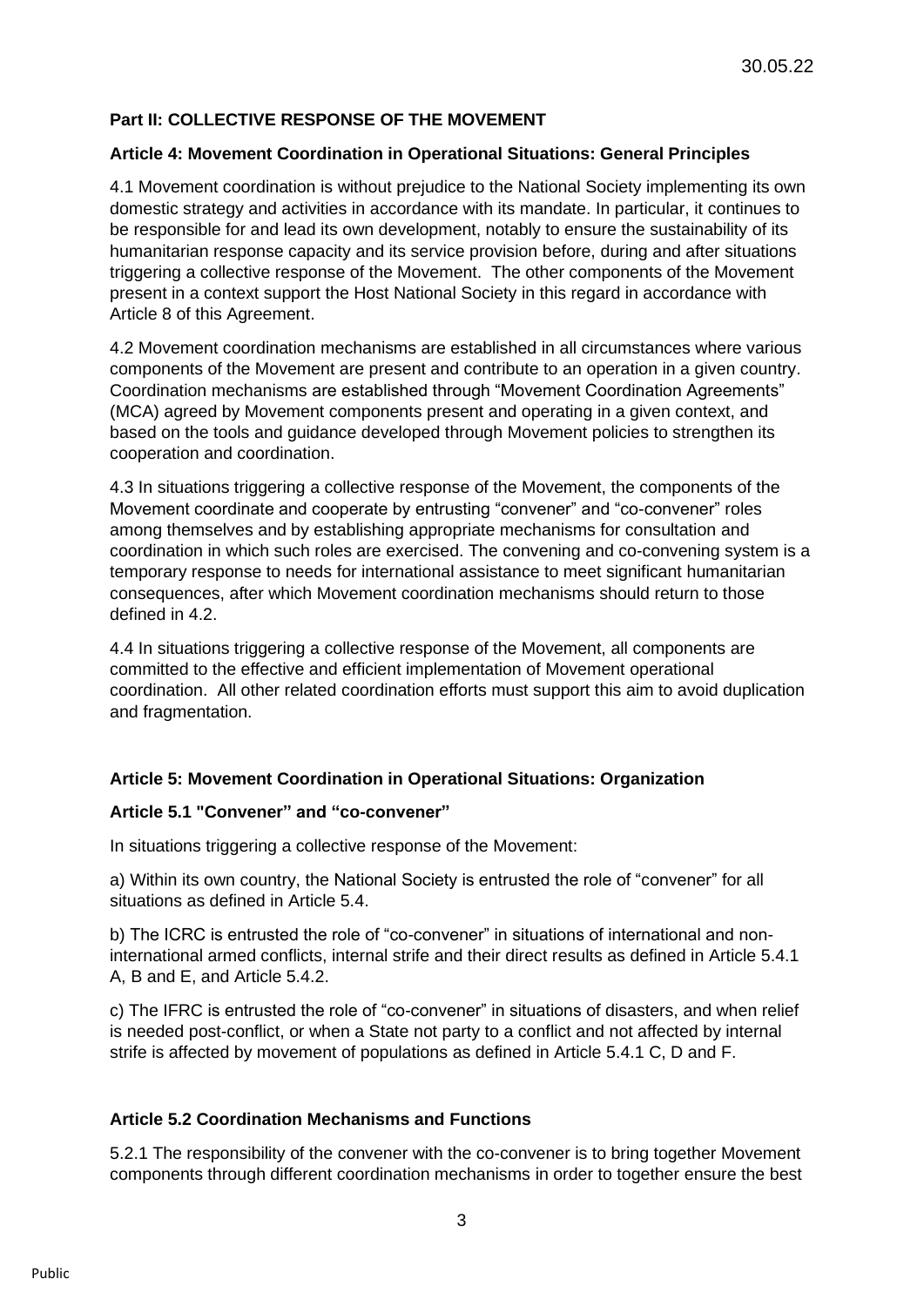**Part II: COLLECTIVE RESPONSE OF THE MOVEMENT**

**Article 4: Movement Coordination in Operational Situations: General Principles**

4.1 Movement coordination is without prejudice to the National Society implementing its own domestic strategy and activities in accordance with its mandate. In particular, it continues to be responsible for and lead its own development, notably to ensure the sustainability of its humanitarian response capacity and its service provision before, during and after situations triggering a collective response of the Movement. The other components of the Movement present in a context support the Host National Society in this regard in accordance with Article 8 of this Agreement.

4.2 Movement coordination mechanisms are established in all circumstances where various components of the Movement are present and contribute to an operation in a given country. Coordination mechanisms are established through "Movement Coordination Agreements" (MCA) agreed by Movement components present and operating in a given context, and based on the tools and guidance developed through Movement policies to strengthen its cooperation and coordination.

4.3 In situations triggering a collective response of the Movement, the components of the Movement coordinate and cooperate by entrusting "convener" and "co-convener" roles among themselves and by establishing appropriate mechanisms for consultation and coordination in which such roles are exercised. The convening and co-convening system is a temporary response to needs for international assistance to meet significant humanitarian consequences, after which Movement coordination mechanisms should return to those defined in 4.2.

4.4 In situations triggering a collective response of the Movement, all components are committed to the effective and efficient implementation of Movement operational coordination. All other related coordination efforts must support this aim to avoid duplication and fragmentation.

**Article 5: Movement Coordination in Operational Situations: Organization**

**Article 5.1 "Convener" and "co-convener"**

In situations triggering a collective response of the Movement:

a) Within its own country, the National Society is entrusted the role of "convener" for all situations as defined in Article 5.4.

b) The ICRC is entrusted the role of "co-convener" in situations of international and non-international armed conflicts, internal strife and their direct results as defined in Article 5.4.1 A, B and E, and Article 5.4.2.

c) The IFRC is entrusted the role of "co-convener" in situations of disasters, and when relief is needed post-conflict, or when a State not party to a conflict and not affected by internal strife is affected by movement of populations as defined in Article 5.4.1 C, D and F.

**Article 5.2 Coordination Mechanisms and Functions**

5.2.1 The responsibility of the convener with the co-convener is to bring together Movement components through different coordination mechanisms in order to together ensure the best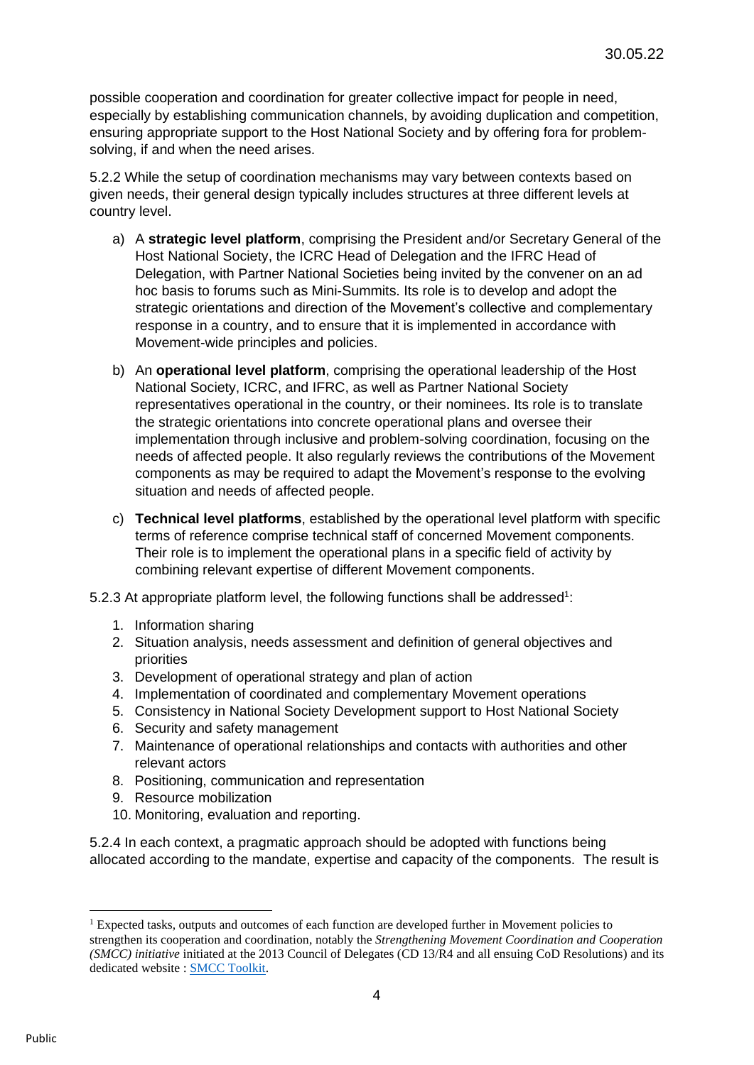possible cooperation and coordination for greater collective impact for people in need, especially by establishing communication channels, by avoiding duplication and competition, ensuring appropriate support to the Host National Society and by offering fora for problem-solving, if and when the need arises.

5.2.2 While the setup of coordination mechanisms may vary between contexts based on given needs, their general design typically includes structures at three different levels at country level.

a) A **strategic level platform**, comprising the President and/or Secretary General of the Host National Society, the ICRC Head of Delegation and the IFRC Head of Delegation, with Partner National Societies being invited by the convener on an ad hoc basis to forums such as Mini-Summits. Its role is to develop and adopt the strategic orientations and direction of the Movement's collective and complementary response in a country, and to ensure that it is implemented in accordance with Movement-wide principles and policies.

b) An **operational level platform**, comprising the operational leadership of the Host National Society, ICRC, and IFRC, as well as Partner National Society representatives operational in the country, or their nominees. Its role is to translate the strategic orientations into concrete operational plans and oversee their implementation through inclusive and problem-solving coordination, focusing on the needs of affected people. It also regularly reviews the contributions of the Movement components as may be required to adapt the Movement's response to the evolving situation and needs of affected people.

c) **Technical level platforms**, established by the operational level platform with specific terms of reference comprise technical staff of concerned Movement components. Their role is to implement the operational plans in a specific field of activity by combining relevant expertise of different Movement components.

5.2.3 At appropriate platform level, the following functions shall be addressed[1]:

1. Information sharing
2. Situation analysis, needs assessment and definition of general objectives and priorities
3. Development of operational strategy and plan of action
4. Implementation of coordinated and complementary Movement operations
5. Consistency in National Society Development support to Host National Society
6. Security and safety management
7. Maintenance of operational relationships and contacts with authorities and other relevant actors
8. Positioning, communication and representation
9. Resource mobilization
10. Monitoring, evaluation and reporting.

5.2.4 In each context, a pragmatic approach should be adopted with functions being allocated according to the mandate, expertise and capacity of the components. The result is

---

[1] Expected tasks, outputs and outcomes of each function are developed further in Movement policies to strengthen its cooperation and coordination, notably the *Strengthening Movement Coordination and Cooperation (SMCC) initiative* initiated at the 2013 Council of Delegates (CD 13/R4 and all ensuing CoD Resolutions) and its dedicated website : SMCC Toolkit.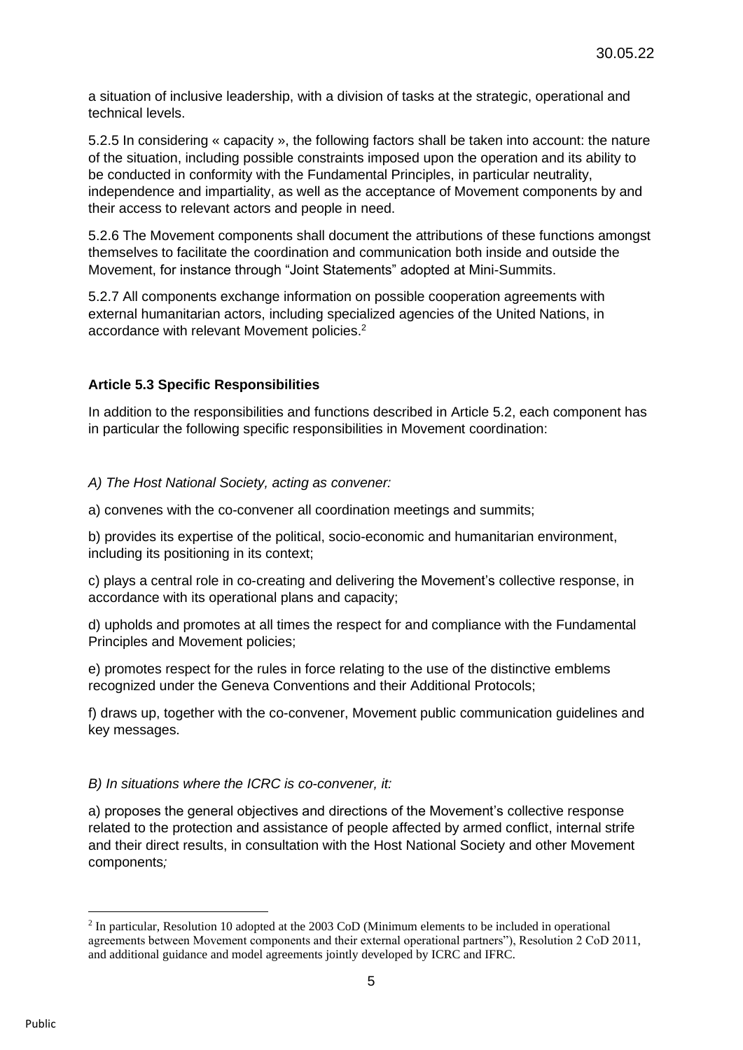a situation of inclusive leadership, with a division of tasks at the strategic, operational and technical levels.

5.2.5 In considering « capacity », the following factors shall be taken into account: the nature of the situation, including possible constraints imposed upon the operation and its ability to be conducted in conformity with the Fundamental Principles, in particular neutrality, independence and impartiality, as well as the acceptance of Movement components by and their access to relevant actors and people in need.

5.2.6 The Movement components shall document the attributions of these functions amongst themselves to facilitate the coordination and communication both inside and outside the Movement, for instance through "Joint Statements" adopted at Mini-Summits.

5.2.7 All components exchange information on possible cooperation agreements with external humanitarian actors, including specialized agencies of the United Nations, in accordance with relevant Movement policies.[2]

**Article 5.3 Specific Responsibilities**

In addition to the responsibilities and functions described in Article 5.2, each component has in particular the following specific responsibilities in Movement coordination:

*A) The Host National Society, acting as convener:*

a) convenes with the co-convener all coordination meetings and summits;

b) provides its expertise of the political, socio-economic and humanitarian environment, including its positioning in its context;

c) plays a central role in co-creating and delivering the Movement's collective response, in accordance with its operational plans and capacity;

d) upholds and promotes at all times the respect for and compliance with the Fundamental Principles and Movement policies;

e) promotes respect for the rules in force relating to the use of the distinctive emblems recognized under the Geneva Conventions and their Additional Protocols;

f) draws up, together with the co-convener, Movement public communication guidelines and key messages.

*B) In situations where the ICRC is co-convener, it:*

a) proposes the general objectives and directions of the Movement's collective response related to the protection and assistance of people affected by armed conflict, internal strife and their direct results, in consultation with the Host National Society and other Movement components*;*

[2] In particular, Resolution 10 adopted at the 2003 CoD (Minimum elements to be included in operational agreements between Movement components and their external operational partners"), Resolution 2 CoD 2011, and additional guidance and model agreements jointly developed by ICRC and IFRC.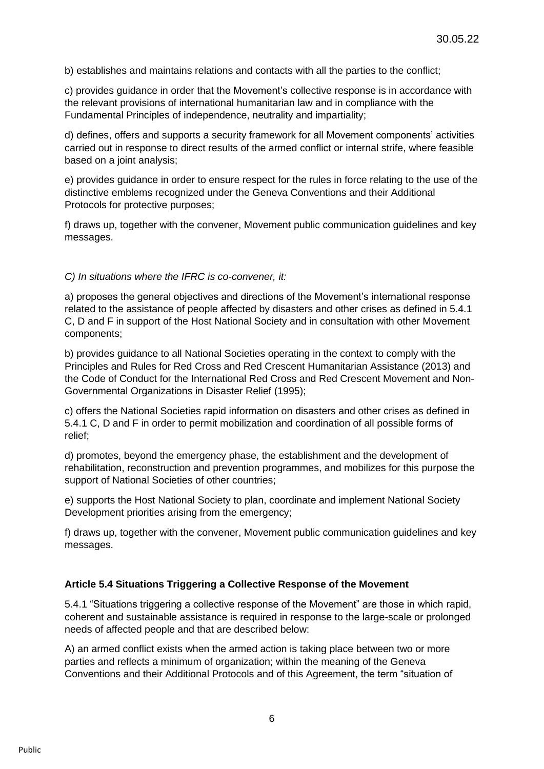b) establishes and maintains relations and contacts with all the parties to the conflict;

c) provides guidance in order that the Movement's collective response is in accordance with the relevant provisions of international humanitarian law and in compliance with the Fundamental Principles of independence, neutrality and impartiality;

d) defines, offers and supports a security framework for all Movement components' activities carried out in response to direct results of the armed conflict or internal strife, where feasible based on a joint analysis;

e) provides guidance in order to ensure respect for the rules in force relating to the use of the distinctive emblems recognized under the Geneva Conventions and their Additional Protocols for protective purposes;

f) draws up, together with the convener, Movement public communication guidelines and key messages.

*C) In situations where the IFRC is co-convener, it:*

a) proposes the general objectives and directions of the Movement's international response related to the assistance of people affected by disasters and other crises as defined in 5.4.1 C, D and F in support of the Host National Society and in consultation with other Movement components;

b) provides guidance to all National Societies operating in the context to comply with the Principles and Rules for Red Cross and Red Crescent Humanitarian Assistance (2013) and the Code of Conduct for the International Red Cross and Red Crescent Movement and Non-Governmental Organizations in Disaster Relief (1995);

c) offers the National Societies rapid information on disasters and other crises as defined in 5.4.1 C, D and F in order to permit mobilization and coordination of all possible forms of relief;

d) promotes, beyond the emergency phase, the establishment and the development of rehabilitation, reconstruction and prevention programmes, and mobilizes for this purpose the support of National Societies of other countries;

e) supports the Host National Society to plan, coordinate and implement National Society Development priorities arising from the emergency;

f) draws up, together with the convener, Movement public communication guidelines and key messages.

### Article 5.4 Situations Triggering a Collective Response of the Movement

5.4.1 "Situations triggering a collective response of the Movement" are those in which rapid, coherent and sustainable assistance is required in response to the large-scale or prolonged needs of affected people and that are described below:

A) an armed conflict exists when the armed action is taking place between two or more parties and reflects a minimum of organization; within the meaning of the Geneva Conventions and their Additional Protocols and of this Agreement, the term "situation of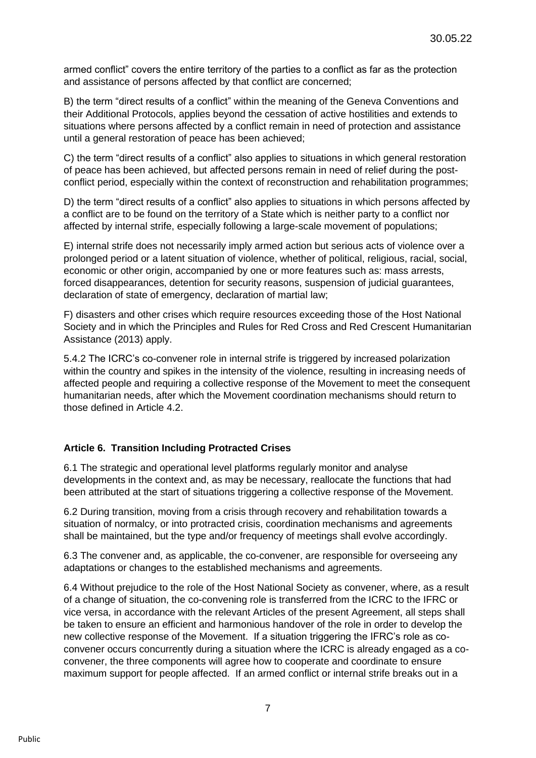armed conflict" covers the entire territory of the parties to a conflict as far as the protection and assistance of persons affected by that conflict are concerned;

B) the term "direct results of a conflict" within the meaning of the Geneva Conventions and their Additional Protocols, applies beyond the cessation of active hostilities and extends to situations where persons affected by a conflict remain in need of protection and assistance until a general restoration of peace has been achieved;

C) the term "direct results of a conflict" also applies to situations in which general restoration of peace has been achieved, but affected persons remain in need of relief during the post-conflict period, especially within the context of reconstruction and rehabilitation programmes;

D) the term "direct results of a conflict" also applies to situations in which persons affected by a conflict are to be found on the territory of a State which is neither party to a conflict nor affected by internal strife, especially following a large-scale movement of populations;

E) internal strife does not necessarily imply armed action but serious acts of violence over a prolonged period or a latent situation of violence, whether of political, religious, racial, social, economic or other origin, accompanied by one or more features such as: mass arrests, forced disappearances, detention for security reasons, suspension of judicial guarantees, declaration of state of emergency, declaration of martial law;

F) disasters and other crises which require resources exceeding those of the Host National Society and in which the Principles and Rules for Red Cross and Red Crescent Humanitarian Assistance (2013) apply.

5.4.2 The ICRC's co-convener role in internal strife is triggered by increased polarization within the country and spikes in the intensity of the violence, resulting in increasing needs of affected people and requiring a collective response of the Movement to meet the consequent humanitarian needs, after which the Movement coordination mechanisms should return to those defined in Article 4.2.

**Article 6. Transition Including Protracted Crises**

6.1 The strategic and operational level platforms regularly monitor and analyse developments in the context and, as may be necessary, reallocate the functions that had been attributed at the start of situations triggering a collective response of the Movement.

6.2 During transition, moving from a crisis through recovery and rehabilitation towards a situation of normalcy, or into protracted crisis, coordination mechanisms and agreements shall be maintained, but the type and/or frequency of meetings shall evolve accordingly.

6.3 The convener and, as applicable, the co-convener, are responsible for overseeing any adaptations or changes to the established mechanisms and agreements.

6.4 Without prejudice to the role of the Host National Society as convener, where, as a result of a change of situation, the co-convening role is transferred from the ICRC to the IFRC or vice versa, in accordance with the relevant Articles of the present Agreement, all steps shall be taken to ensure an efficient and harmonious handover of the role in order to develop the new collective response of the Movement. If a situation triggering the IFRC's role as co-convener occurs concurrently during a situation where the ICRC is already engaged as a co-convener, the three components will agree how to cooperate and coordinate to ensure maximum support for people affected. If an armed conflict or internal strife breaks out in a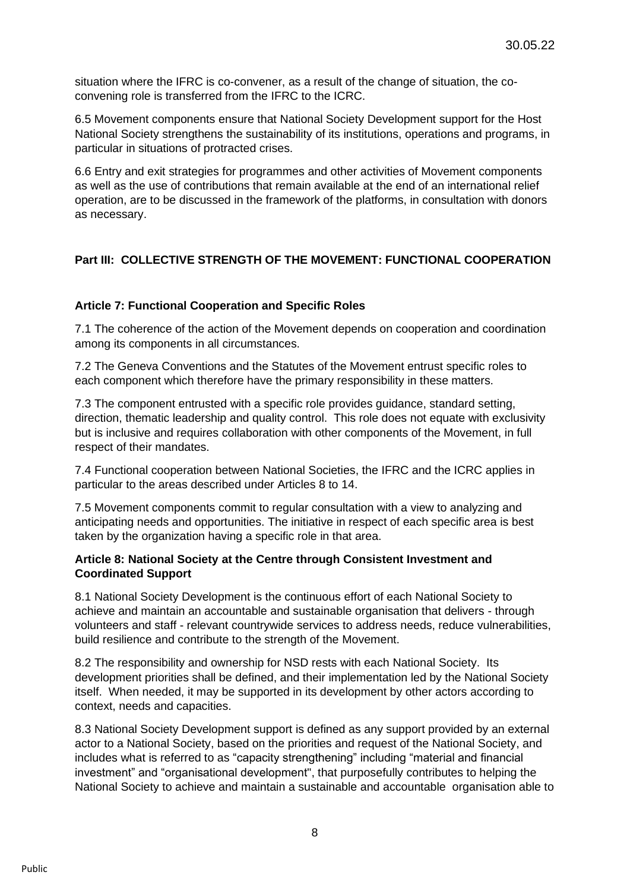situation where the IFRC is co-convener, as a result of the change of situation, the co-convening role is transferred from the IFRC to the ICRC.

6.5 Movement components ensure that National Society Development support for the Host National Society strengthens the sustainability of its institutions, operations and programs, in particular in situations of protracted crises.

6.6 Entry and exit strategies for programmes and other activities of Movement components as well as the use of contributions that remain available at the end of an international relief operation, are to be discussed in the framework of the platforms, in consultation with donors as necessary.

## Part III: COLLECTIVE STRENGTH OF THE MOVEMENT: FUNCTIONAL COOPERATION

### Article 7: Functional Cooperation and Specific Roles

7.1 The coherence of the action of the Movement depends on cooperation and coordination among its components in all circumstances.

7.2 The Geneva Conventions and the Statutes of the Movement entrust specific roles to each component which therefore have the primary responsibility in these matters.

7.3 The component entrusted with a specific role provides guidance, standard setting, direction, thematic leadership and quality control. This role does not equate with exclusivity but is inclusive and requires collaboration with other components of the Movement, in full respect of their mandates.

7.4 Functional cooperation between National Societies, the IFRC and the ICRC applies in particular to the areas described under Articles 8 to 14.

7.5 Movement components commit to regular consultation with a view to analyzing and anticipating needs and opportunities. The initiative in respect of each specific area is best taken by the organization having a specific role in that area.

### Article 8: National Society at the Centre through Consistent Investment and Coordinated Support

8.1 National Society Development is the continuous effort of each National Society to achieve and maintain an accountable and sustainable organisation that delivers - through volunteers and staff - relevant countrywide services to address needs, reduce vulnerabilities, build resilience and contribute to the strength of the Movement.

8.2 The responsibility and ownership for NSD rests with each National Society. Its development priorities shall be defined, and their implementation led by the National Society itself. When needed, it may be supported in its development by other actors according to context, needs and capacities.

8.3 National Society Development support is defined as any support provided by an external actor to a National Society, based on the priorities and request of the National Society, and includes what is referred to as "capacity strengthening" including "material and financial investment" and "organisational development", that purposefully contributes to helping the National Society to achieve and maintain a sustainable and accountable organisation able to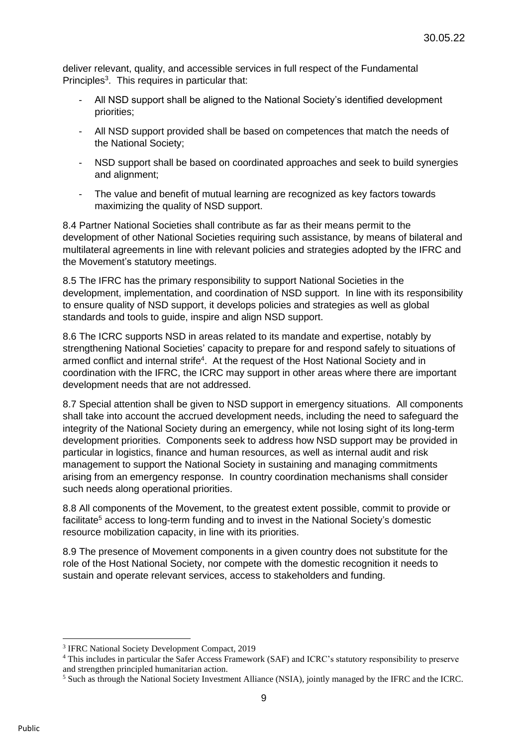deliver relevant, quality, and accessible services in full respect of the Fundamental Principles[3]. This requires in particular that:

- All NSD support shall be aligned to the National Society's identified development priorities;
- All NSD support provided shall be based on competences that match the needs of the National Society;
- NSD support shall be based on coordinated approaches and seek to build synergies and alignment;
- The value and benefit of mutual learning are recognized as key factors towards maximizing the quality of NSD support.

8.4 Partner National Societies shall contribute as far as their means permit to the development of other National Societies requiring such assistance, by means of bilateral and multilateral agreements in line with relevant policies and strategies adopted by the IFRC and the Movement's statutory meetings.

8.5 The IFRC has the primary responsibility to support National Societies in the development, implementation, and coordination of NSD support. In line with its responsibility to ensure quality of NSD support, it develops policies and strategies as well as global standards and tools to guide, inspire and align NSD support.

8.6 The ICRC supports NSD in areas related to its mandate and expertise, notably by strengthening National Societies' capacity to prepare for and respond safely to situations of armed conflict and internal strife[4]. At the request of the Host National Society and in coordination with the IFRC, the ICRC may support in other areas where there are important development needs that are not addressed.

8.7 Special attention shall be given to NSD support in emergency situations. All components shall take into account the accrued development needs, including the need to safeguard the integrity of the National Society during an emergency, while not losing sight of its long-term development priorities. Components seek to address how NSD support may be provided in particular in logistics, finance and human resources, as well as internal audit and risk management to support the National Society in sustaining and managing commitments arising from an emergency response. In country coordination mechanisms shall consider such needs along operational priorities.

8.8 All components of the Movement, to the greatest extent possible, commit to provide or facilitate[5] access to long-term funding and to invest in the National Society's domestic resource mobilization capacity, in line with its priorities.

8.9 The presence of Movement components in a given country does not substitute for the role of the Host National Society, nor compete with the domestic recognition it needs to sustain and operate relevant services, access to stakeholders and funding.

---

[3] IFRC National Society Development Compact, 2019

[4] This includes in particular the Safer Access Framework (SAF) and ICRC's statutory responsibility to preserve and strengthen principled humanitarian action.

[5] Such as through the National Society Investment Alliance (NSIA), jointly managed by the IFRC and the ICRC.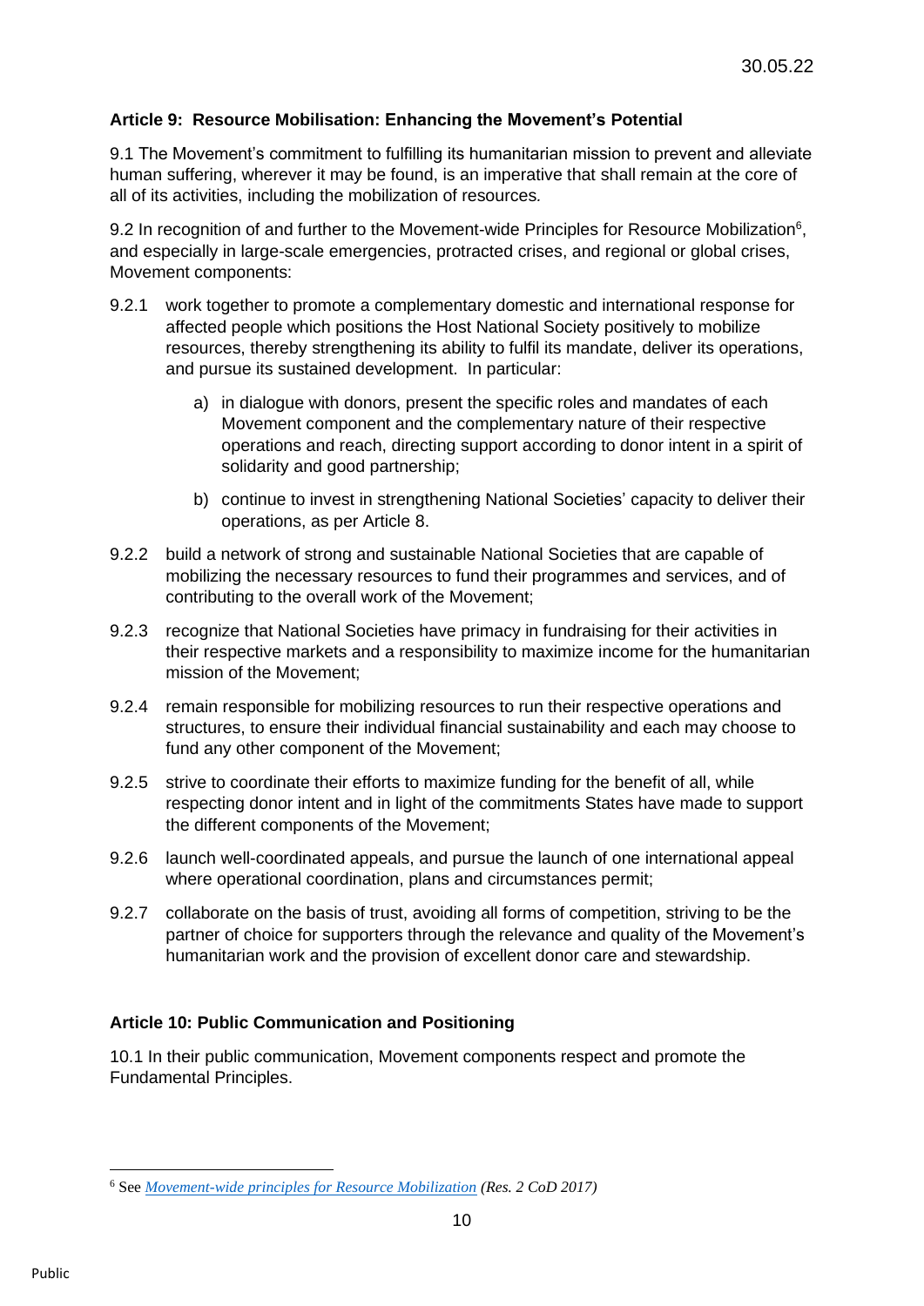### Article 9: Resource Mobilisation: Enhancing the Movement's Potential

9.1 The Movement's commitment to fulfilling its humanitarian mission to prevent and alleviate human suffering, wherever it may be found, is an imperative that shall remain at the core of all of its activities, including the mobilization of resources.

9.2 In recognition of and further to the Movement-wide Principles for Resource Mobilization[6], and especially in large-scale emergencies, protracted crises, and regional or global crises, Movement components:

9.2.1 work together to promote a complementary domestic and international response for affected people which positions the Host National Society positively to mobilize resources, thereby strengthening its ability to fulfil its mandate, deliver its operations, and pursue its sustained development. In particular:

- a) in dialogue with donors, present the specific roles and mandates of each Movement component and the complementary nature of their respective operations and reach, directing support according to donor intent in a spirit of solidarity and good partnership;
- b) continue to invest in strengthening National Societies' capacity to deliver their operations, as per Article 8.

9.2.2 build a network of strong and sustainable National Societies that are capable of mobilizing the necessary resources to fund their programmes and services, and of contributing to the overall work of the Movement;

9.2.3 recognize that National Societies have primacy in fundraising for their activities in their respective markets and a responsibility to maximize income for the humanitarian mission of the Movement;

9.2.4 remain responsible for mobilizing resources to run their respective operations and structures, to ensure their individual financial sustainability and each may choose to fund any other component of the Movement;

9.2.5 strive to coordinate their efforts to maximize funding for the benefit of all, while respecting donor intent and in light of the commitments States have made to support the different components of the Movement;

9.2.6 launch well-coordinated appeals, and pursue the launch of one international appeal where operational coordination, plans and circumstances permit;

9.2.7 collaborate on the basis of trust, avoiding all forms of competition, striving to be the partner of choice for supporters through the relevance and quality of the Movement's humanitarian work and the provision of excellent donor care and stewardship.

### Article 10: Public Communication and Positioning

10.1 In their public communication, Movement components respect and promote the Fundamental Principles.

---

[6] See *Movement-wide principles for Resource Mobilization* *(Res. 2 CoD 2017)*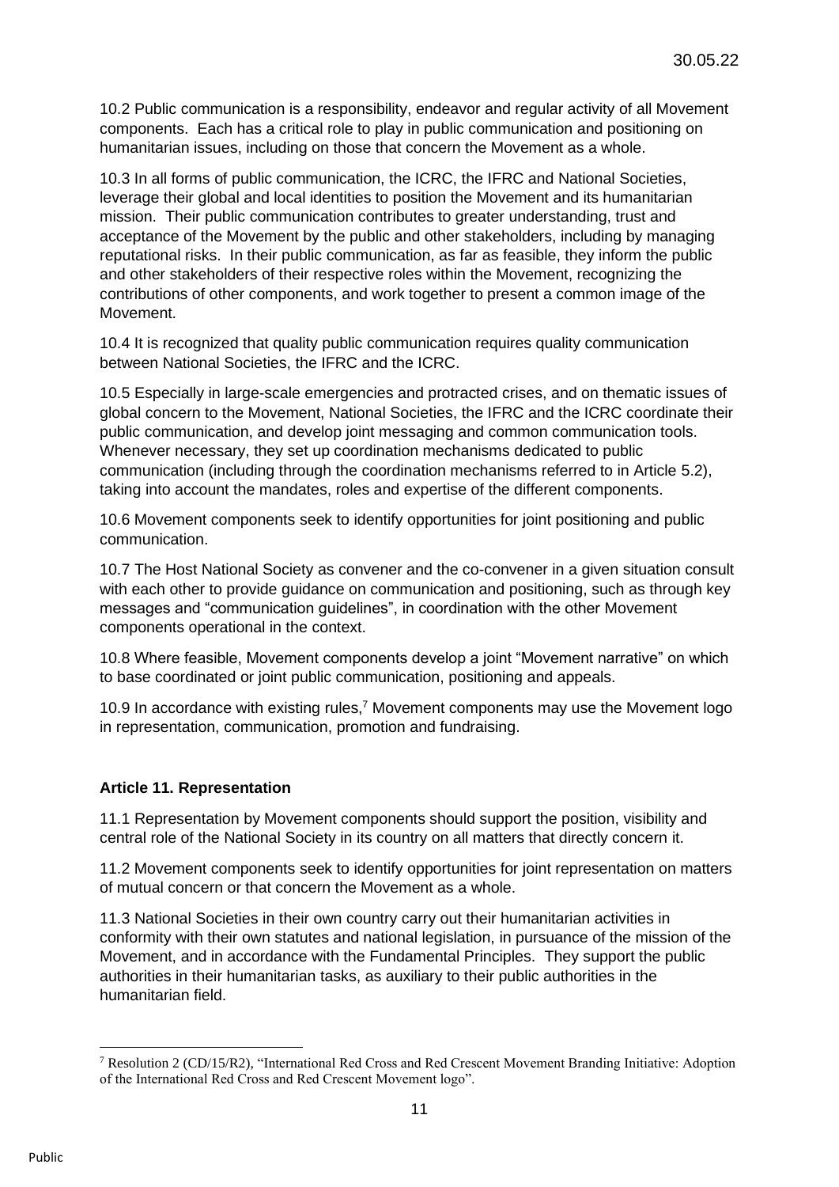10.2 Public communication is a responsibility, endeavor and regular activity of all Movement components. Each has a critical role to play in public communication and positioning on humanitarian issues, including on those that concern the Movement as a whole.

10.3 In all forms of public communication, the ICRC, the IFRC and National Societies, leverage their global and local identities to position the Movement and its humanitarian mission. Their public communication contributes to greater understanding, trust and acceptance of the Movement by the public and other stakeholders, including by managing reputational risks. In their public communication, as far as feasible, they inform the public and other stakeholders of their respective roles within the Movement, recognizing the contributions of other components, and work together to present a common image of the Movement.

10.4 It is recognized that quality public communication requires quality communication between National Societies, the IFRC and the ICRC.

10.5 Especially in large-scale emergencies and protracted crises, and on thematic issues of global concern to the Movement, National Societies, the IFRC and the ICRC coordinate their public communication, and develop joint messaging and common communication tools. Whenever necessary, they set up coordination mechanisms dedicated to public communication (including through the coordination mechanisms referred to in Article 5.2), taking into account the mandates, roles and expertise of the different components.

10.6 Movement components seek to identify opportunities for joint positioning and public communication.

10.7 The Host National Society as convener and the co-convener in a given situation consult with each other to provide guidance on communication and positioning, such as through key messages and "communication guidelines", in coordination with the other Movement components operational in the context.

10.8 Where feasible, Movement components develop a joint "Movement narrative" on which to base coordinated or joint public communication, positioning and appeals.

10.9 In accordance with existing rules,[7] Movement components may use the Movement logo in representation, communication, promotion and fundraising.

**Article 11. Representation**

11.1 Representation by Movement components should support the position, visibility and central role of the National Society in its country on all matters that directly concern it.

11.2 Movement components seek to identify opportunities for joint representation on matters of mutual concern or that concern the Movement as a whole.

11.3 National Societies in their own country carry out their humanitarian activities in conformity with their own statutes and national legislation, in pursuance of the mission of the Movement, and in accordance with the Fundamental Principles. They support the public authorities in their humanitarian tasks, as auxiliary to their public authorities in the humanitarian field.

[7] Resolution 2 (CD/15/R2), "International Red Cross and Red Crescent Movement Branding Initiative: Adoption of the International Red Cross and Red Crescent Movement logo".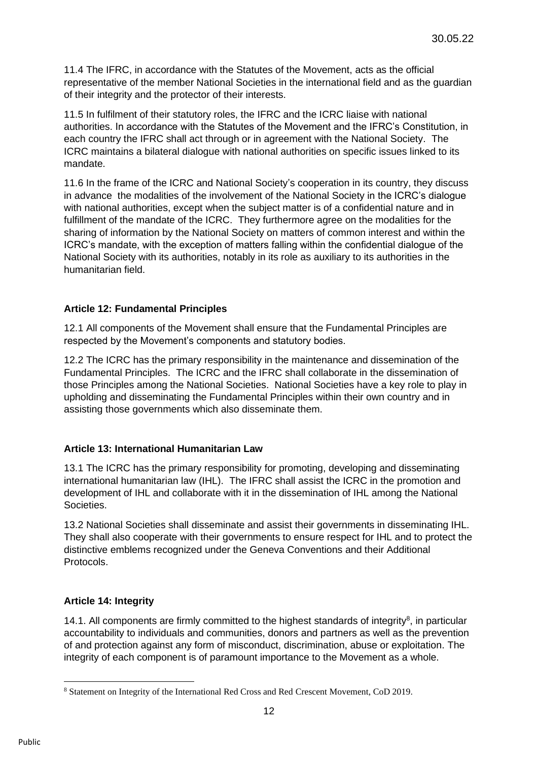11.4 The IFRC, in accordance with the Statutes of the Movement, acts as the official representative of the member National Societies in the international field and as the guardian of their integrity and the protector of their interests.

11.5 In fulfilment of their statutory roles, the IFRC and the ICRC liaise with national authorities. In accordance with the Statutes of the Movement and the IFRC's Constitution, in each country the IFRC shall act through or in agreement with the National Society. The ICRC maintains a bilateral dialogue with national authorities on specific issues linked to its mandate.

11.6 In the frame of the ICRC and National Society's cooperation in its country, they discuss in advance the modalities of the involvement of the National Society in the ICRC's dialogue with national authorities, except when the subject matter is of a confidential nature and in fulfillment of the mandate of the ICRC. They furthermore agree on the modalities for the sharing of information by the National Society on matters of common interest and within the ICRC's mandate, with the exception of matters falling within the confidential dialogue of the National Society with its authorities, notably in its role as auxiliary to its authorities in the humanitarian field.

### Article 12: Fundamental Principles

12.1 All components of the Movement shall ensure that the Fundamental Principles are respected by the Movement's components and statutory bodies.

12.2 The ICRC has the primary responsibility in the maintenance and dissemination of the Fundamental Principles. The ICRC and the IFRC shall collaborate in the dissemination of those Principles among the National Societies. National Societies have a key role to play in upholding and disseminating the Fundamental Principles within their own country and in assisting those governments which also disseminate them.

### Article 13: International Humanitarian Law

13.1 The ICRC has the primary responsibility for promoting, developing and disseminating international humanitarian law (IHL). The IFRC shall assist the ICRC in the promotion and development of IHL and collaborate with it in the dissemination of IHL among the National Societies.

13.2 National Societies shall disseminate and assist their governments in disseminating IHL. They shall also cooperate with their governments to ensure respect for IHL and to protect the distinctive emblems recognized under the Geneva Conventions and their Additional Protocols.

### Article 14: Integrity

14.1. All components are firmly committed to the highest standards of integrity[8], in particular accountability to individuals and communities, donors and partners as well as the prevention of and protection against any form of misconduct, discrimination, abuse or exploitation. The integrity of each component is of paramount importance to the Movement as a whole.

[8] Statement on Integrity of the International Red Cross and Red Crescent Movement, CoD 2019.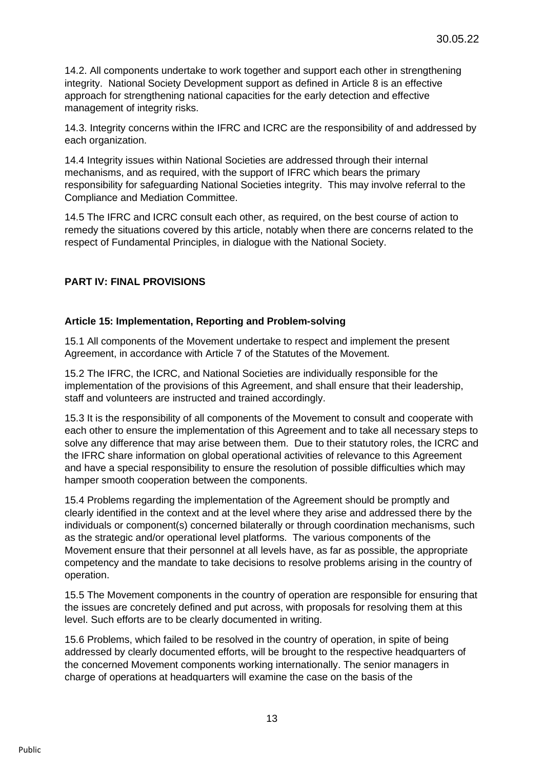14.2. All components undertake to work together and support each other in strengthening integrity. National Society Development support as defined in Article 8 is an effective approach for strengthening national capacities for the early detection and effective management of integrity risks.

14.3. Integrity concerns within the IFRC and ICRC are the responsibility of and addressed by each organization.

14.4 Integrity issues within National Societies are addressed through their internal mechanisms, and as required, with the support of IFRC which bears the primary responsibility for safeguarding National Societies integrity. This may involve referral to the Compliance and Mediation Committee.

14.5 The IFRC and ICRC consult each other, as required, on the best course of action to remedy the situations covered by this article, notably when there are concerns related to the respect of Fundamental Principles, in dialogue with the National Society.

## PART IV: FINAL PROVISIONS

### Article 15: Implementation, Reporting and Problem-solving

15.1 All components of the Movement undertake to respect and implement the present Agreement, in accordance with Article 7 of the Statutes of the Movement.

15.2 The IFRC, the ICRC, and National Societies are individually responsible for the implementation of the provisions of this Agreement, and shall ensure that their leadership, staff and volunteers are instructed and trained accordingly.

15.3 It is the responsibility of all components of the Movement to consult and cooperate with each other to ensure the implementation of this Agreement and to take all necessary steps to solve any difference that may arise between them. Due to their statutory roles, the ICRC and the IFRC share information on global operational activities of relevance to this Agreement and have a special responsibility to ensure the resolution of possible difficulties which may hamper smooth cooperation between the components.

15.4 Problems regarding the implementation of the Agreement should be promptly and clearly identified in the context and at the level where they arise and addressed there by the individuals or component(s) concerned bilaterally or through coordination mechanisms, such as the strategic and/or operational level platforms. The various components of the Movement ensure that their personnel at all levels have, as far as possible, the appropriate competency and the mandate to take decisions to resolve problems arising in the country of operation.

15.5 The Movement components in the country of operation are responsible for ensuring that the issues are concretely defined and put across, with proposals for resolving them at this level. Such efforts are to be clearly documented in writing.

15.6 Problems, which failed to be resolved in the country of operation, in spite of being addressed by clearly documented efforts, will be brought to the respective headquarters of the concerned Movement components working internationally. The senior managers in charge of operations at headquarters will examine the case on the basis of the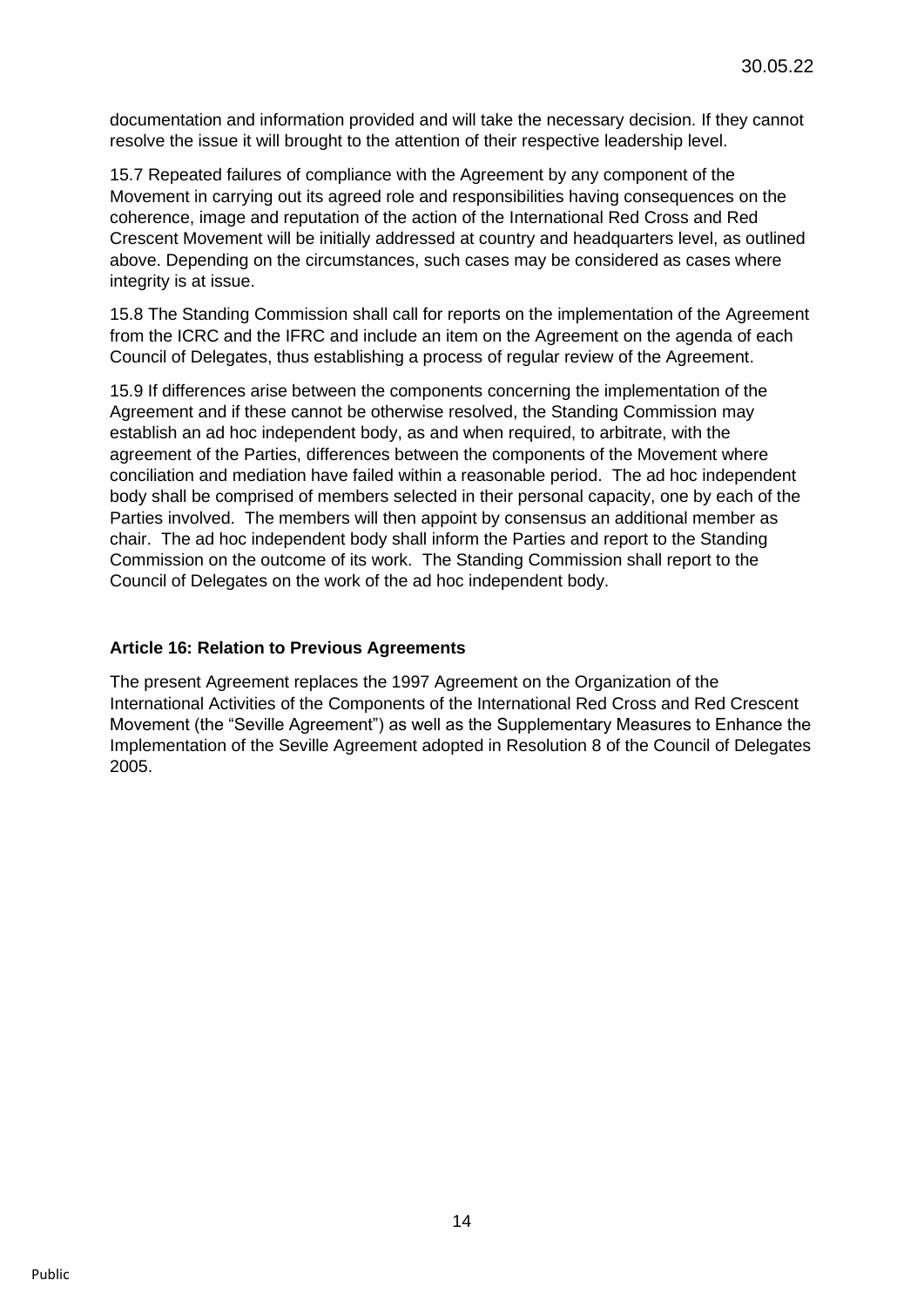documentation and information provided and will take the necessary decision. If they cannot resolve the issue it will brought to the attention of their respective leadership level.

15.7 Repeated failures of compliance with the Agreement by any component of the Movement in carrying out its agreed role and responsibilities having consequences on the coherence, image and reputation of the action of the International Red Cross and Red Crescent Movement will be initially addressed at country and headquarters level, as outlined above. Depending on the circumstances, such cases may be considered as cases where integrity is at issue.

15.8 The Standing Commission shall call for reports on the implementation of the Agreement from the ICRC and the IFRC and include an item on the Agreement on the agenda of each Council of Delegates, thus establishing a process of regular review of the Agreement.

15.9 If differences arise between the components concerning the implementation of the Agreement and if these cannot be otherwise resolved, the Standing Commission may establish an ad hoc independent body, as and when required, to arbitrate, with the agreement of the Parties, differences between the components of the Movement where conciliation and mediation have failed within a reasonable period. The ad hoc independent body shall be comprised of members selected in their personal capacity, one by each of the Parties involved. The members will then appoint by consensus an additional member as chair. The ad hoc independent body shall inform the Parties and report to the Standing Commission on the outcome of its work. The Standing Commission shall report to the Council of Delegates on the work of the ad hoc independent body.

### Article 16: Relation to Previous Agreements

The present Agreement replaces the 1997 Agreement on the Organization of the International Activities of the Components of the International Red Cross and Red Crescent Movement (the "Seville Agreement") as well as the Supplementary Measures to Enhance the Implementation of the Seville Agreement adopted in Resolution 8 of the Council of Delegates 2005.